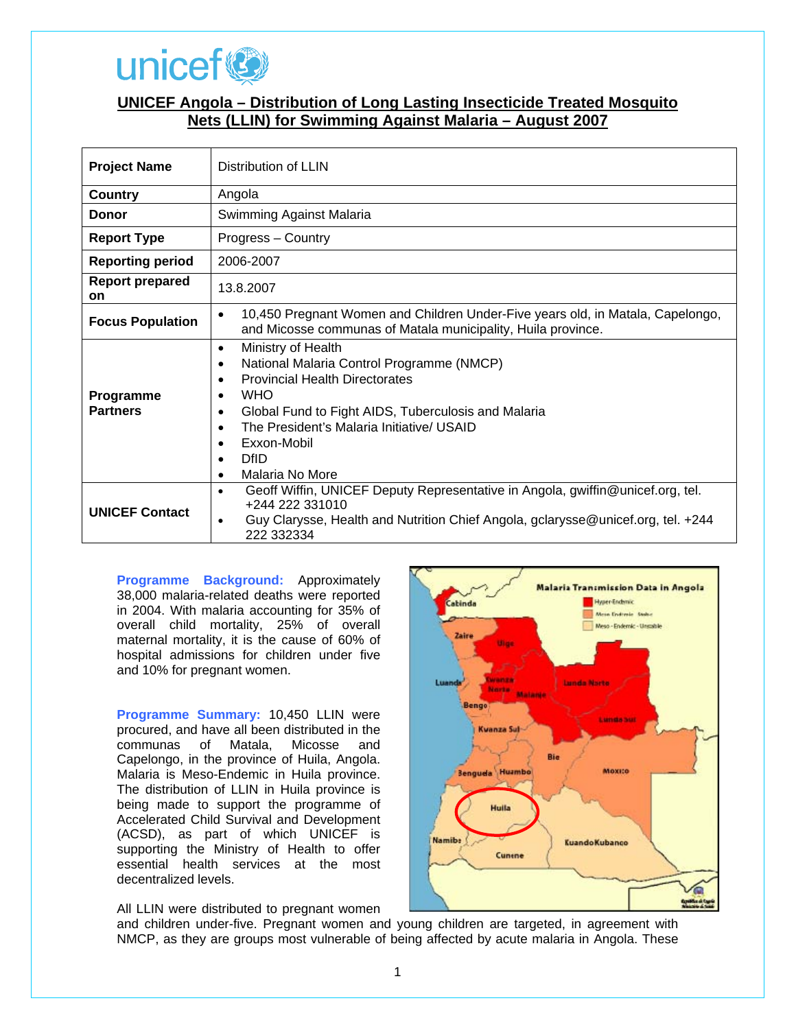# UNICEF Angola – Distribution of Long Lasting Insecticide Treated Mosquito Nets (LLIN) for Swimming Against Malaria – August 2007

| | |
|---|---|
| **Project Name** | Distribution of LLIN |
| **Country** | Angola |
| **Donor** | Swimming Against Malaria |
| **Report Type** | Progress – Country |
| **Reporting period** | 2006-2007 |
| **Report prepared on** | 13.8.2007 |
| **Focus Population** | • 10,450 Pregnant Women and Children Under-Five years old, in Matala, Capelongo, and Micosse communas of Matala municipality, Huila province. |
| **Programme Partners** | • Ministry of Health<br>• National Malaria Control Programme (NMCP)<br>• Provincial Health Directorates<br>• WHO<br>• Global Fund to Fight AIDS, Tuberculosis and Malaria<br>• The President's Malaria Initiative/ USAID<br>• Exxon-Mobil<br>• DfID<br>• Malaria No More |
| **UNICEF Contact** | • Geoff Wiffin, UNICEF Deputy Representative in Angola, gwiffin@unicef.org, tel. +244 222 331010<br>• Guy Clarysse, Health and Nutrition Chief Angola, gclarysse@unicef.org, tel. +244 222 332334 |

**Programme Background:** Approximately 38,000 malaria-related deaths were reported in 2004. With malaria accounting for 35% of overall child mortality, 25% of overall maternal mortality, it is the cause of 60% of hospital admissions for children under five and 10% for pregnant women.

**Programme Summary:** 10,450 LLIN were procured, and have all been distributed in the communas of Matala, Micosse and Capelongo, in the province of Huila, Angola. Malaria is Meso-Endemic in Huila province. The distribution of LLIN in Huila province is being made to support the programme of Accelerated Child Survival and Development (ACSD), as part of which UNICEF is supporting the Ministry of Health to offer essential health services at the most decentralized levels.

All LLIN were distributed to pregnant women and children under-five. Pregnant women and young children are targeted, in agreement with NMCP, as they are groups most vulnerable of being affected by acute malaria in Angola. These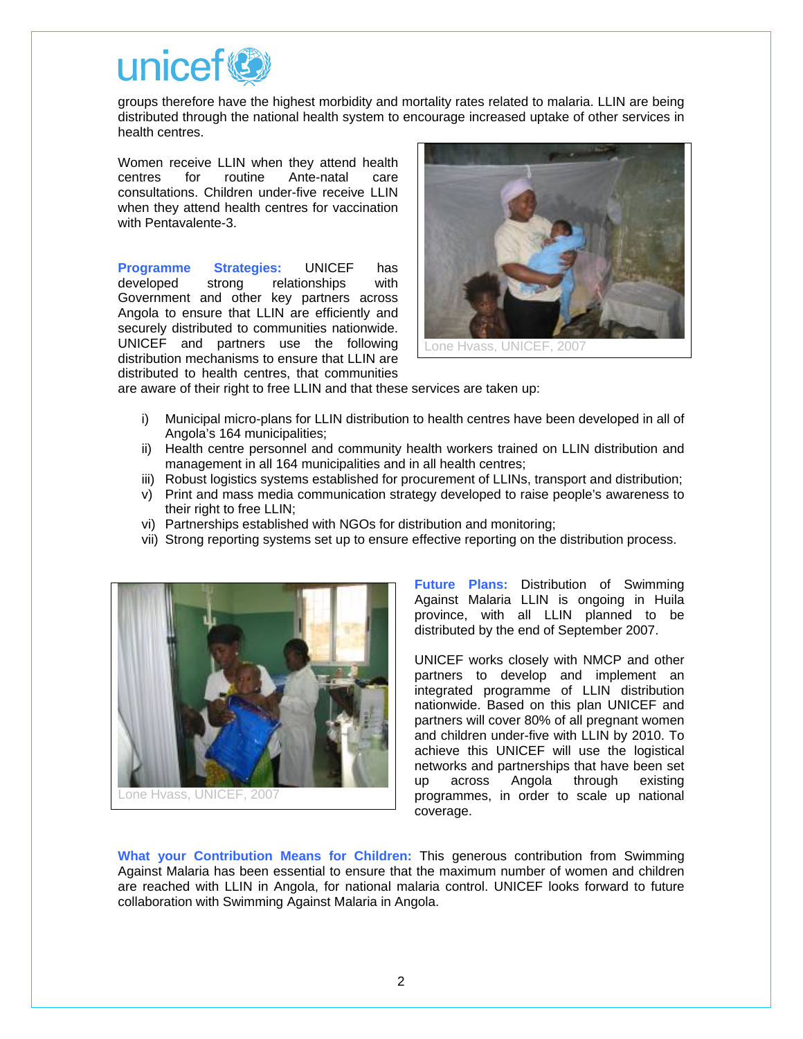groups therefore have the highest morbidity and mortality rates related to malaria. LLIN are being distributed through the national health system to encourage increased uptake of other services in health centres.

Women receive LLIN when they attend health centres for routine Ante-natal care consultations. Children under-five receive LLIN when they attend health centres for vaccination with Pentavalente-3.

Lone Hvass, UNICEF, 2007

**Programme Strategies:** UNICEF has developed strong relationships with Government and other key partners across Angola to ensure that LLIN are efficiently and securely distributed to communities nationwide. UNICEF and partners use the following distribution mechanisms to ensure that LLIN are distributed to health centres, that communities are aware of their right to free LLIN and that these services are taken up:

i) Municipal micro-plans for LLIN distribution to health centres have been developed in all of Angola's 164 municipalities;
ii) Health centre personnel and community health workers trained on LLIN distribution and management in all 164 municipalities and in all health centres;
iii) Robust logistics systems established for procurement of LLINs, transport and distribution;
v) Print and mass media communication strategy developed to raise people's awareness to their right to free LLIN;
vi) Partnerships established with NGOs for distribution and monitoring;
vii) Strong reporting systems set up to ensure effective reporting on the distribution process.

Lone Hvass, UNICEF, 2007

**Future Plans:** Distribution of Swimming Against Malaria LLIN is ongoing in Huila province, with all LLIN planned to be distributed by the end of September 2007.

UNICEF works closely with NMCP and other partners to develop and implement an integrated programme of LLIN distribution nationwide. Based on this plan UNICEF and partners will cover 80% of all pregnant women and children under-five with LLIN by 2010. To achieve this UNICEF will use the logistical networks and partnerships that have been set up across Angola through existing programmes, in order to scale up national coverage.

**What your Contribution Means for Children:** This generous contribution from Swimming Against Malaria has been essential to ensure that the maximum number of women and children are reached with LLIN in Angola, for national malaria control. UNICEF looks forward to future collaboration with Swimming Against Malaria in Angola.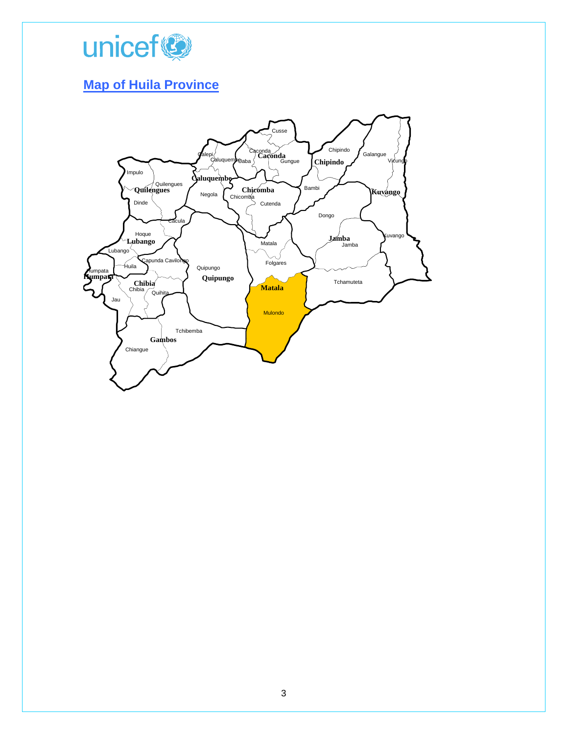## Map of Huila Province

Cusse
Caconda
Caconda
Galepi
Caluquembe
Gaba
Gungue
Chipindo
Chipindo
Galangue
Vicungo
Impulo
Caluquembe
Quilengues
Quilengues
Chicomba
Chicomba
Bambi
Kuvango
Negola
Dinde
Cutenda
Dongo
Cacula
Hoque
Lubango
Matala
Jamba
Jamba
Kuvango
Lubango
Capunda Cavilongo
Folgares
Huila
Quipungo
Humpata
Humpata
Quipungo
Tchamuteta
Chibia
Chibia
Matala
Quihita
Jau
Mulondo
Tchibemba
Gambos
Chiangue